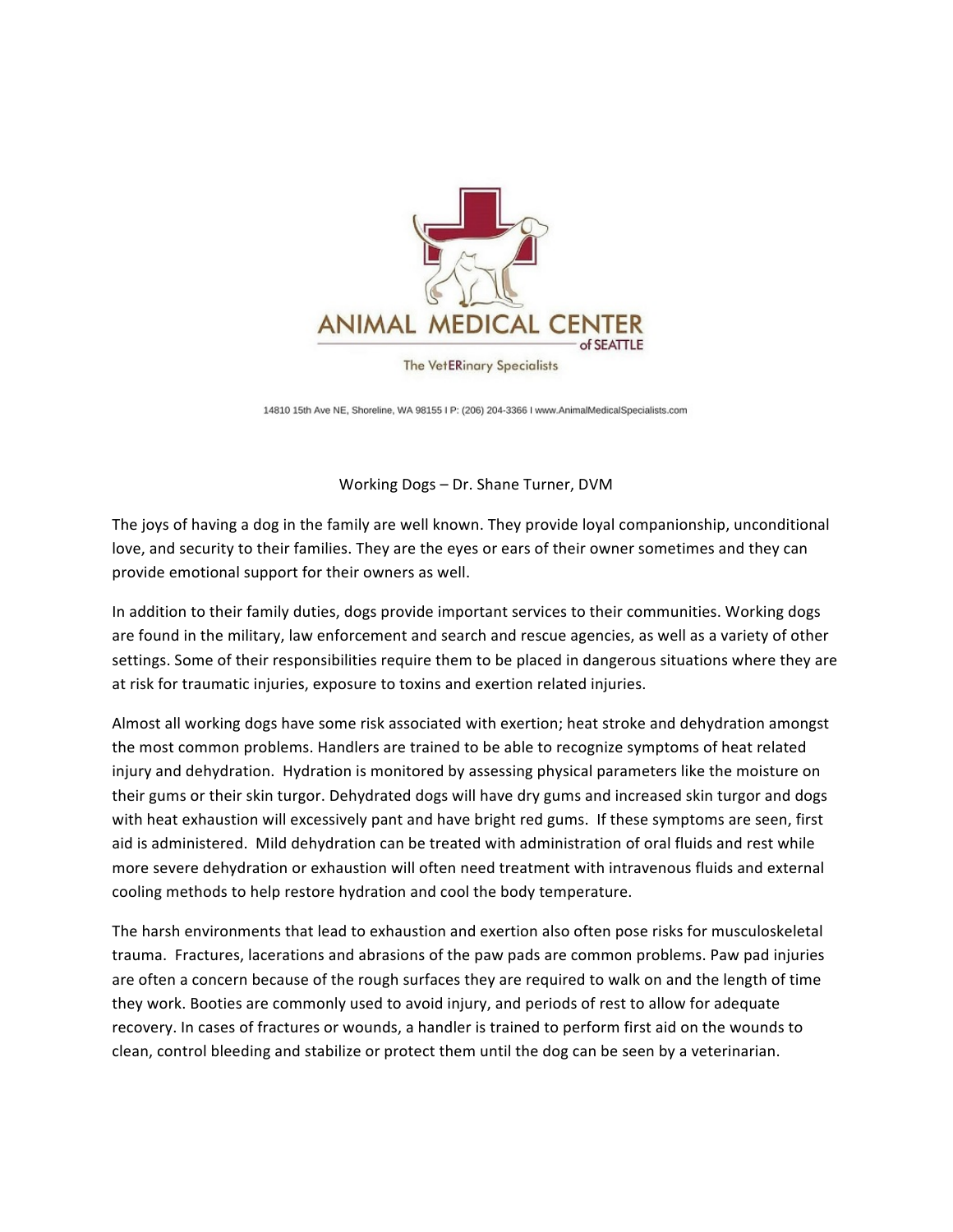ANIMAL MEDICAL CENTER of SEATTLE

The VetERinary Specialists

14810 15th Ave NE, Shoreline, WA 98155 I P: (206) 204-3366 I www.AnimalMedicalSpecialists.com

# Working Dogs – Dr. Shane Turner, DVM

The joys of having a dog in the family are well known. They provide loyal companionship, unconditional love, and security to their families. They are the eyes or ears of their owner sometimes and they can provide emotional support for their owners as well.

In addition to their family duties, dogs provide important services to their communities. Working dogs are found in the military, law enforcement and search and rescue agencies, as well as a variety of other settings. Some of their responsibilities require them to be placed in dangerous situations where they are at risk for traumatic injuries, exposure to toxins and exertion related injuries.

Almost all working dogs have some risk associated with exertion; heat stroke and dehydration amongst the most common problems. Handlers are trained to be able to recognize symptoms of heat related injury and dehydration. Hydration is monitored by assessing physical parameters like the moisture on their gums or their skin turgor. Dehydrated dogs will have dry gums and increased skin turgor and dogs with heat exhaustion will excessively pant and have bright red gums. If these symptoms are seen, first aid is administered. Mild dehydration can be treated with administration of oral fluids and rest while more severe dehydration or exhaustion will often need treatment with intravenous fluids and external cooling methods to help restore hydration and cool the body temperature.

The harsh environments that lead to exhaustion and exertion also often pose risks for musculoskeletal trauma. Fractures, lacerations and abrasions of the paw pads are common problems. Paw pad injuries are often a concern because of the rough surfaces they are required to walk on and the length of time they work. Booties are commonly used to avoid injury, and periods of rest to allow for adequate recovery. In cases of fractures or wounds, a handler is trained to perform first aid on the wounds to clean, control bleeding and stabilize or protect them until the dog can be seen by a veterinarian.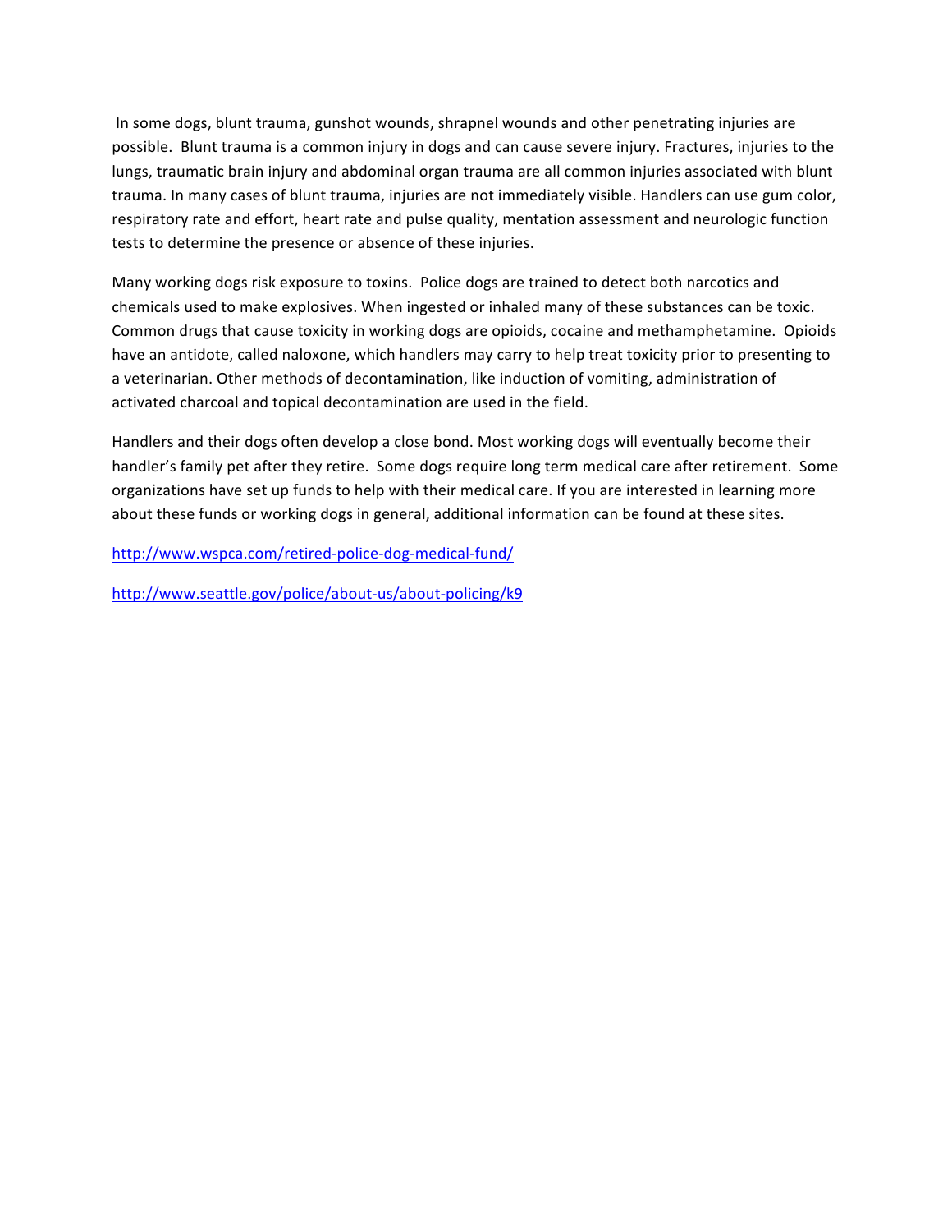In some dogs, blunt trauma, gunshot wounds, shrapnel wounds and other penetrating injuries are possible. Blunt trauma is a common injury in dogs and can cause severe injury. Fractures, injuries to the lungs, traumatic brain injury and abdominal organ trauma are all common injuries associated with blunt trauma. In many cases of blunt trauma, injuries are not immediately visible. Handlers can use gum color, respiratory rate and effort, heart rate and pulse quality, mentation assessment and neurologic function tests to determine the presence or absence of these injuries.

Many working dogs risk exposure to toxins. Police dogs are trained to detect both narcotics and chemicals used to make explosives. When ingested or inhaled many of these substances can be toxic. Common drugs that cause toxicity in working dogs are opioids, cocaine and methamphetamine. Opioids have an antidote, called naloxone, which handlers may carry to help treat toxicity prior to presenting to a veterinarian. Other methods of decontamination, like induction of vomiting, administration of activated charcoal and topical decontamination are used in the field.

Handlers and their dogs often develop a close bond. Most working dogs will eventually become their handler's family pet after they retire. Some dogs require long term medical care after retirement. Some organizations have set up funds to help with their medical care. If you are interested in learning more about these funds or working dogs in general, additional information can be found at these sites.

http://www.wspca.com/retired-police-dog-medical-fund/

http://www.seattle.gov/police/about-us/about-policing/k9